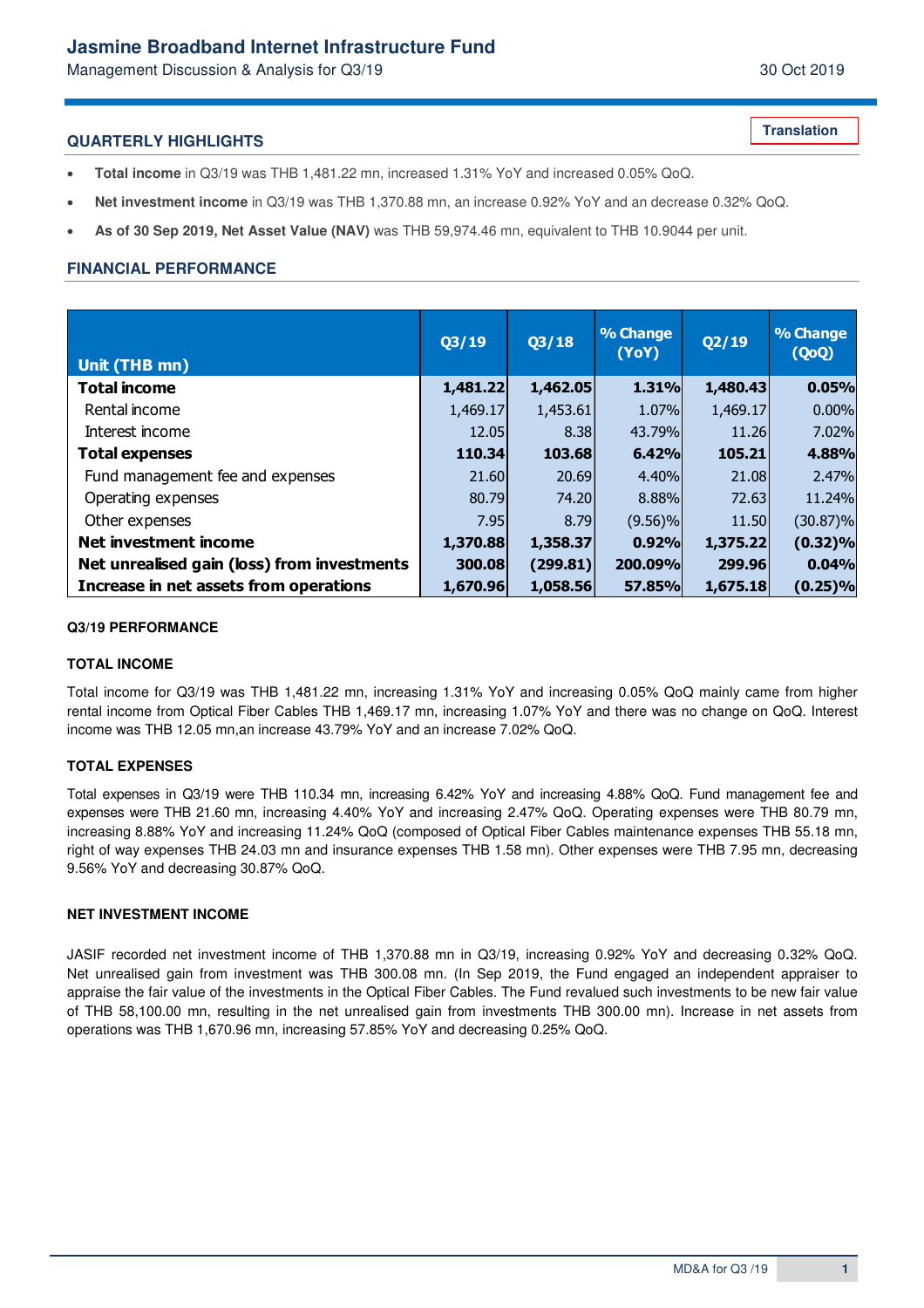# Jasmine Broadband Internet Infrastructure Fund

Management Discussion & Analysis for Q3/19

30 Oct 2019

Translation

## QUARTERLY HIGHLIGHTS

- **Total income** in Q3/19 was THB 1,481.22 mn, increased 1.31% YoY and increased 0.05% QoQ.
- **Net investment income** in Q3/19 was THB 1,370.88 mn, an increase 0.92% YoY and an decrease 0.32% QoQ.
- **As of 30 Sep 2019, Net Asset Value (NAV)** was THB 59,974.46 mn, equivalent to THB 10.9044 per unit.

## FINANCIAL PERFORMANCE

| Unit (THB mn) | Q3/19 | Q3/18 | % Change (YoY) | Q2/19 | % Change (QoQ) |
|---|---|---|---|---|---|
| **Total income** | **1,481.22** | **1,462.05** | **1.31%** | **1,480.43** | **0.05%** |
| Rental income | 1,469.17 | 1,453.61 | 1.07% | 1,469.17 | 0.00% |
| Interest income | 12.05 | 8.38 | 43.79% | 11.26 | 7.02% |
| **Total expenses** | **110.34** | **103.68** | **6.42%** | **105.21** | **4.88%** |
| Fund management fee and expenses | 21.60 | 20.69 | 4.40% | 21.08 | 2.47% |
| Operating expenses | 80.79 | 74.20 | 8.88% | 72.63 | 11.24% |
| Other expenses | 7.95 | 8.79 | (9.56)% | 11.50 | (30.87)% |
| **Net investment income** | **1,370.88** | **1,358.37** | **0.92%** | **1,375.22** | **(0.32)%** |
| **Net unrealised gain (loss) from investments** | **300.08** | **(299.81)** | **200.09%** | **299.96** | **0.04%** |
| **Increase in net assets from operations** | **1,670.96** | **1,058.56** | **57.85%** | **1,675.18** | **(0.25)%** |

### Q3/19 PERFORMANCE

### TOTAL INCOME

Total income for Q3/19 was THB 1,481.22 mn, increasing 1.31% YoY and increasing 0.05% QoQ mainly came from higher rental income from Optical Fiber Cables THB 1,469.17 mn, increasing 1.07% YoY and there was no change on QoQ. Interest income was THB 12.05 mn,an increase 43.79% YoY and an increase 7.02% QoQ.

### TOTAL EXPENSES

Total expenses in Q3/19 were THB 110.34 mn, increasing 6.42% YoY and increasing 4.88% QoQ. Fund management fee and expenses were THB 21.60 mn, increasing 4.40% YoY and increasing 2.47% QoQ. Operating expenses were THB 80.79 mn, increasing 8.88% YoY and increasing 11.24% QoQ (composed of Optical Fiber Cables maintenance expenses THB 55.18 mn, right of way expenses THB 24.03 mn and insurance expenses THB 1.58 mn). Other expenses were THB 7.95 mn, decreasing 9.56% YoY and decreasing 30.87% QoQ.

### NET INVESTMENT INCOME

JASIF recorded net investment income of THB 1,370.88 mn in Q3/19, increasing 0.92% YoY and decreasing 0.32% QoQ. Net unrealised gain from investment was THB 300.08 mn. (In Sep 2019, the Fund engaged an independent appraiser to appraise the fair value of the investments in the Optical Fiber Cables. The Fund revalued such investments to be new fair value of THB 58,100.00 mn, resulting in the net unrealised gain from investments THB 300.00 mn). Increase in net assets from operations was THB 1,670.96 mn, increasing 57.85% YoY and decreasing 0.25% QoQ.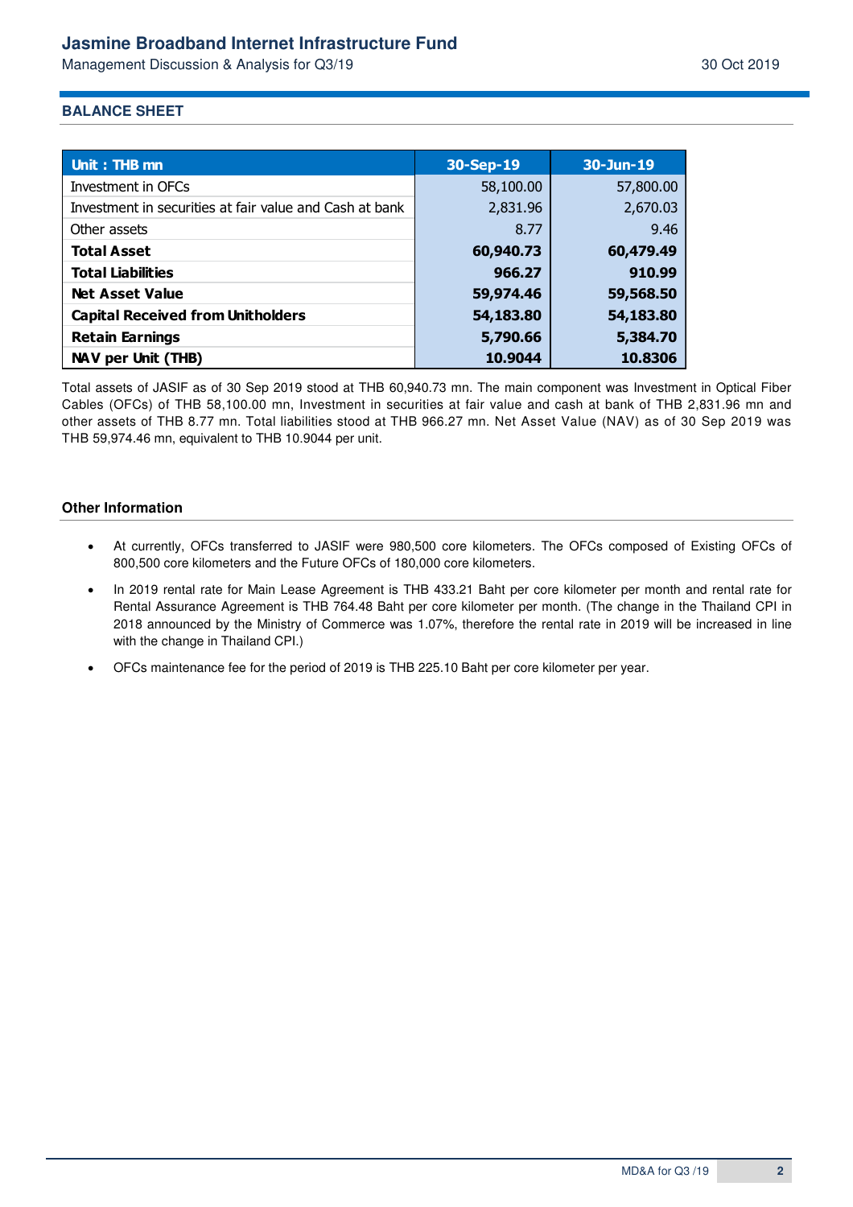## BALANCE SHEET

| Unit : THB mn | 30-Sep-19 | 30-Jun-19 |
|---|---|---|
| Investment in OFCs | 58,100.00 | 57,800.00 |
| Investment in securities at fair value and Cash at bank | 2,831.96 | 2,670.03 |
| Other assets | 8.77 | 9.46 |
| **Total Asset** | **60,940.73** | **60,479.49** |
| **Total Liabilities** | **966.27** | **910.99** |
| **Net Asset Value** | **59,974.46** | **59,568.50** |
| **Capital Received from Unitholders** | **54,183.80** | **54,183.80** |
| **Retain Earnings** | **5,790.66** | **5,384.70** |
| **NAV per Unit (THB)** | **10.9044** | **10.8306** |

Total assets of JASIF as of 30 Sep 2019 stood at THB 60,940.73 mn. The main component was Investment in Optical Fiber Cables (OFCs) of THB 58,100.00 mn, Investment in securities at fair value and cash at bank of THB 2,831.96 mn and other assets of THB 8.77 mn. Total liabilities stood at THB 966.27 mn. Net Asset Value (NAV) as of 30 Sep 2019 was THB 59,974.46 mn, equivalent to THB 10.9044 per unit.

## Other Information

- At currently, OFCs transferred to JASIF were 980,500 core kilometers. The OFCs composed of Existing OFCs of 800,500 core kilometers and the Future OFCs of 180,000 core kilometers.
- In 2019 rental rate for Main Lease Agreement is THB 433.21 Baht per core kilometer per month and rental rate for Rental Assurance Agreement is THB 764.48 Baht per core kilometer per month. (The change in the Thailand CPI in 2018 announced by the Ministry of Commerce was 1.07%, therefore the rental rate in 2019 will be increased in line with the change in Thailand CPI.)
- OFCs maintenance fee for the period of 2019 is THB 225.10 Baht per core kilometer per year.